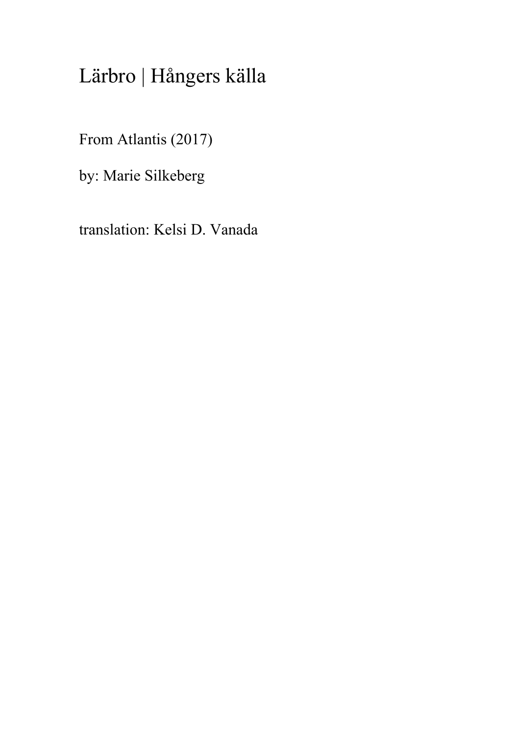# Lärbro | Hångers källa

From Atlantis (2017)

by: Marie Silkeberg

translation: Kelsi D. Vanada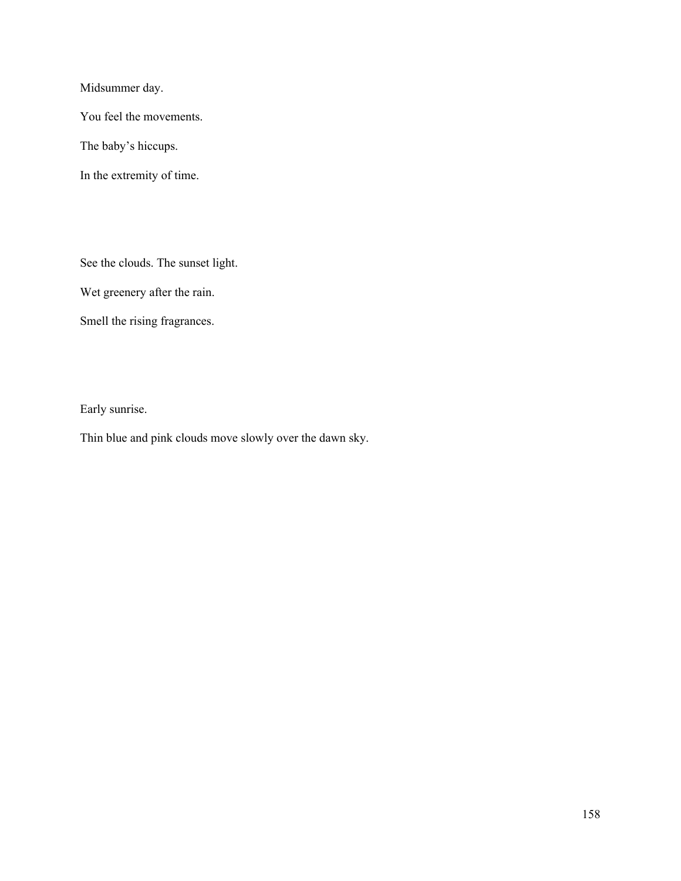Midsummer day.

You feel the movements.

The baby’s hiccups.

In the extremity of time.

See the clouds. The sunset light.

Wet greenery after the rain.

Smell the rising fragrances.

Early sunrise.

Thin blue and pink clouds move slowly over the dawn sky.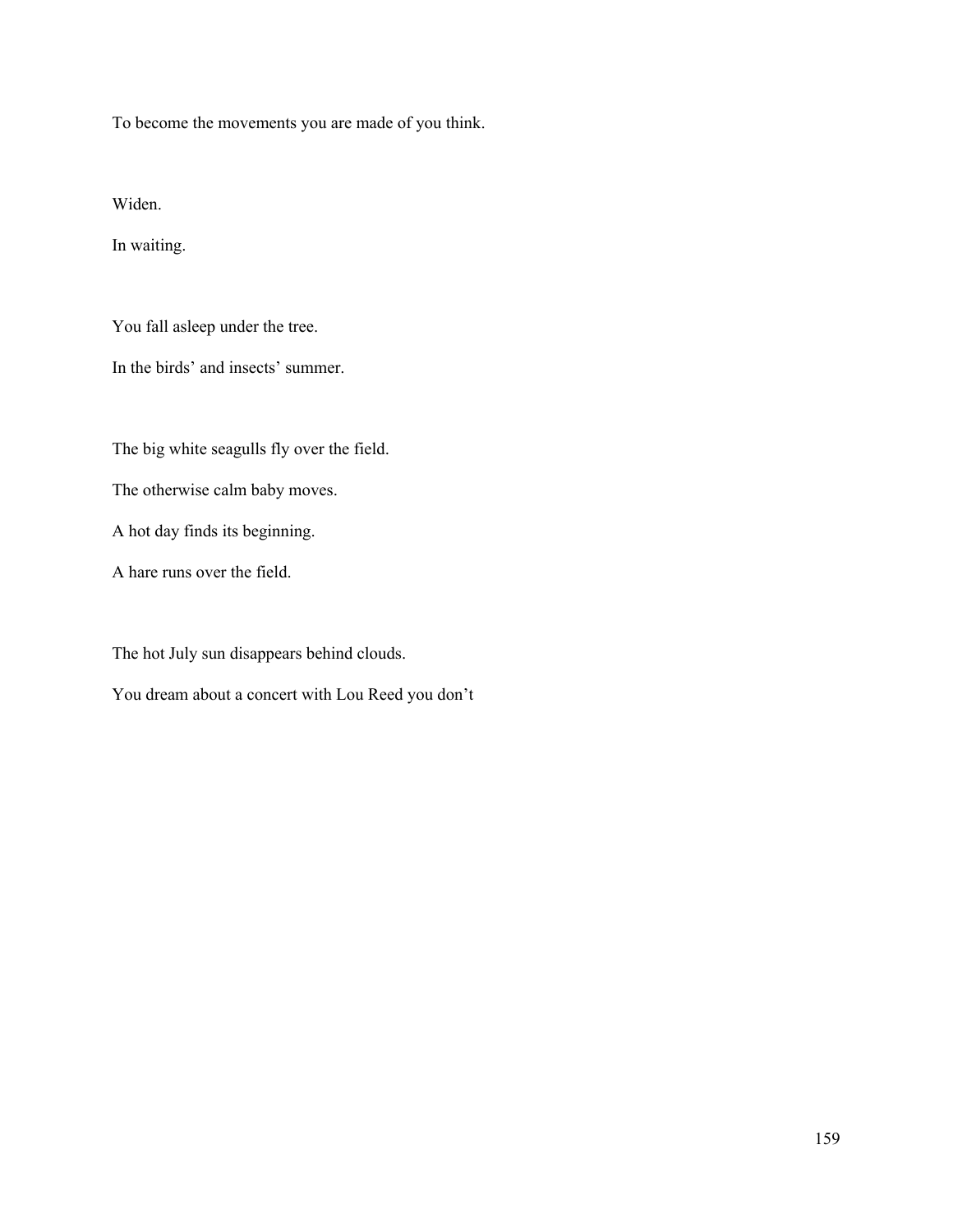To become the movements you are made of you think.

Widen.

In waiting.

You fall asleep under the tree.

In the birds' and insects' summer.

The big white seagulls fly over the field.

The otherwise calm baby moves.

A hot day finds its beginning.

A hare runs over the field.

The hot July sun disappears behind clouds.

You dream about a concert with Lou Reed you don't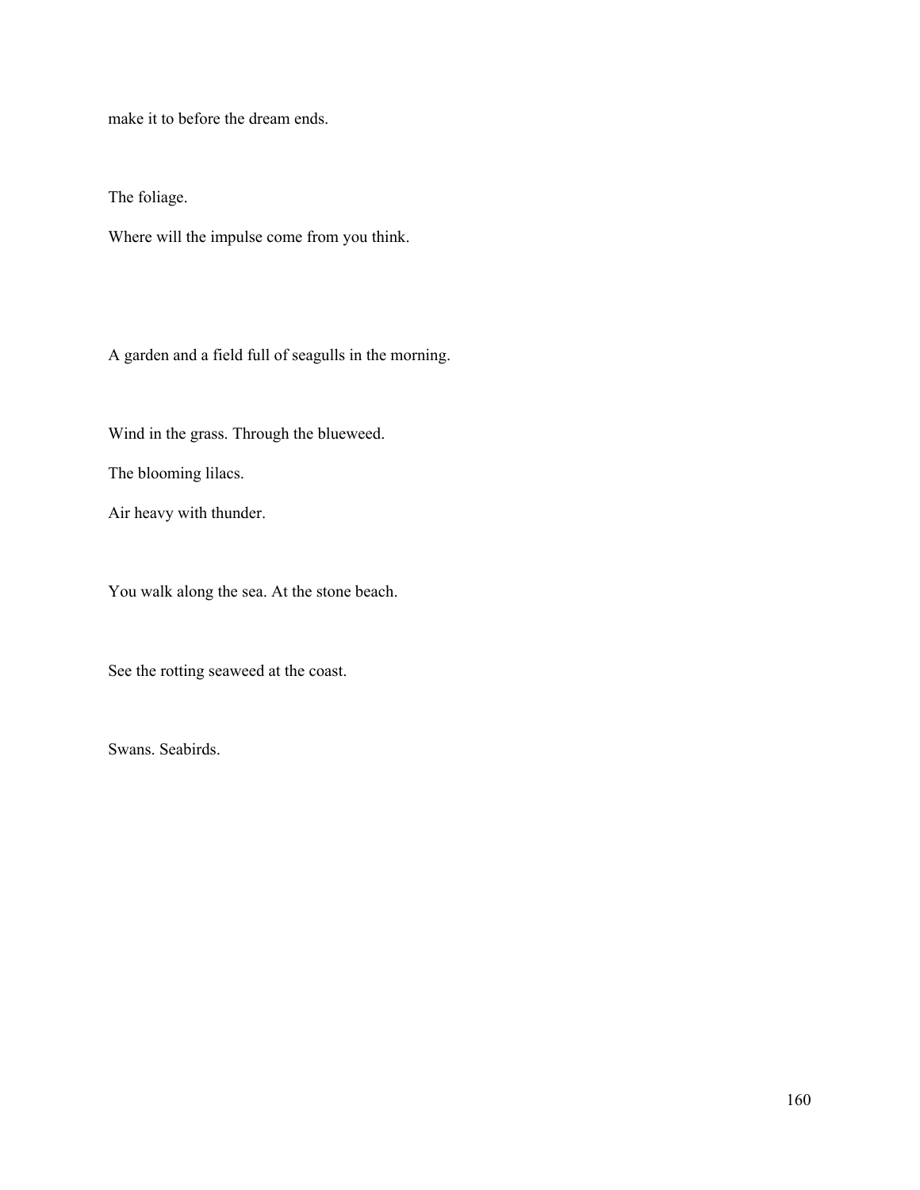make it to before the dream ends.

The foliage.

Where will the impulse come from you think.

A garden and a field full of seagulls in the morning.

Wind in the grass. Through the blueweed.

The blooming lilacs.

Air heavy with thunder.

You walk along the sea. At the stone beach.

See the rotting seaweed at the coast.

Swans. Seabirds.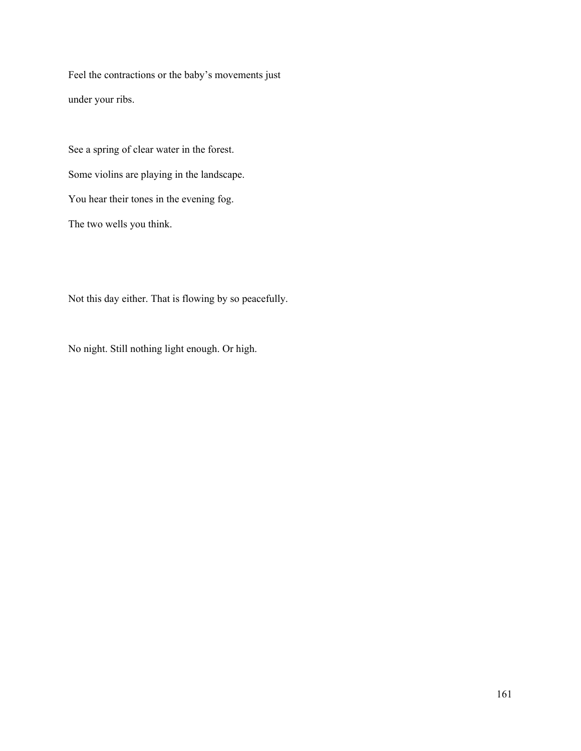Feel the contractions or the baby's movements just

under your ribs.

See a spring of clear water in the forest.

Some violins are playing in the landscape.

You hear their tones in the evening fog.

The two wells you think.

Not this day either. That is flowing by so peacefully.

No night. Still nothing light enough. Or high.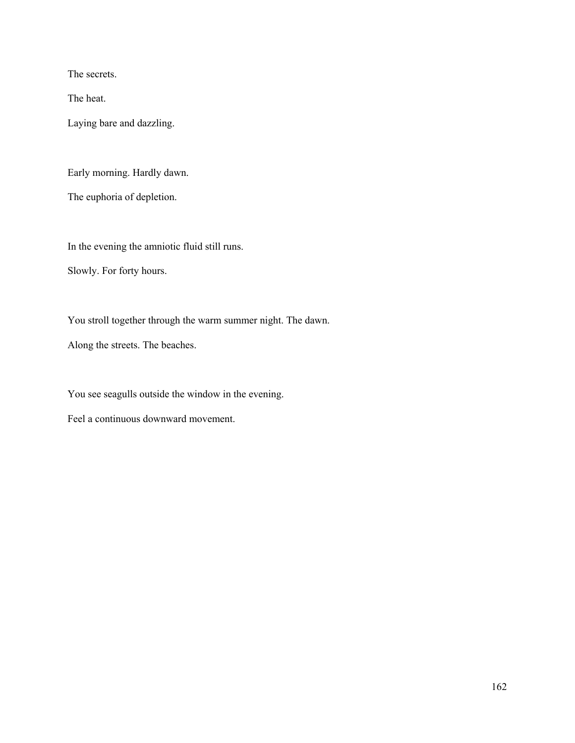The secrets.

The heat.

Laying bare and dazzling.

Early morning. Hardly dawn.

The euphoria of depletion.

In the evening the amniotic fluid still runs.

Slowly. For forty hours.

You stroll together through the warm summer night. The dawn.

Along the streets. The beaches.

You see seagulls outside the window in the evening.

Feel a continuous downward movement.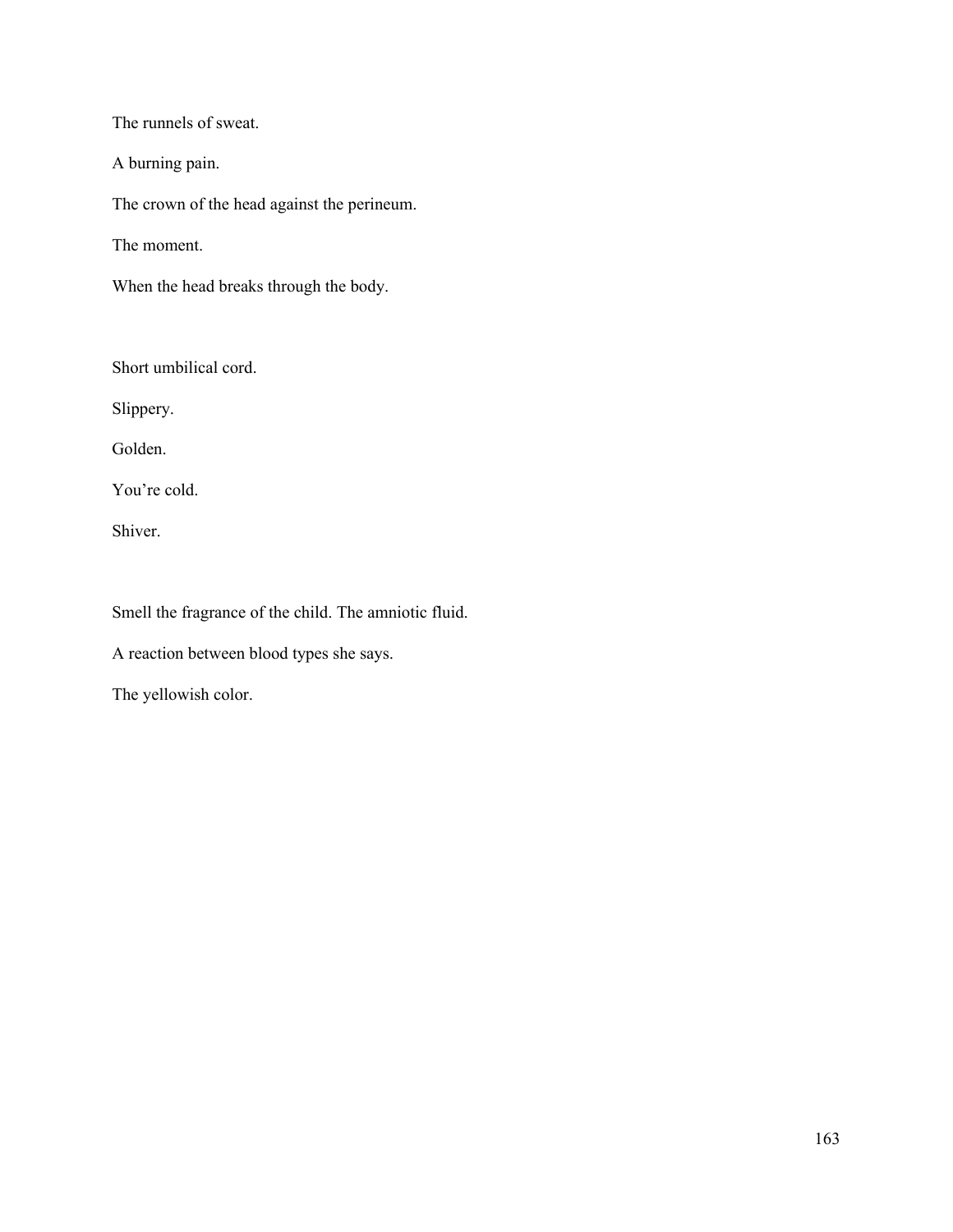The runnels of sweat.

A burning pain.

The crown of the head against the perineum.

The moment.

When the head breaks through the body.

Short umbilical cord.

Slippery.

Golden.

You're cold.

Shiver.

Smell the fragrance of the child. The amniotic fluid.

A reaction between blood types she says.

The yellowish color.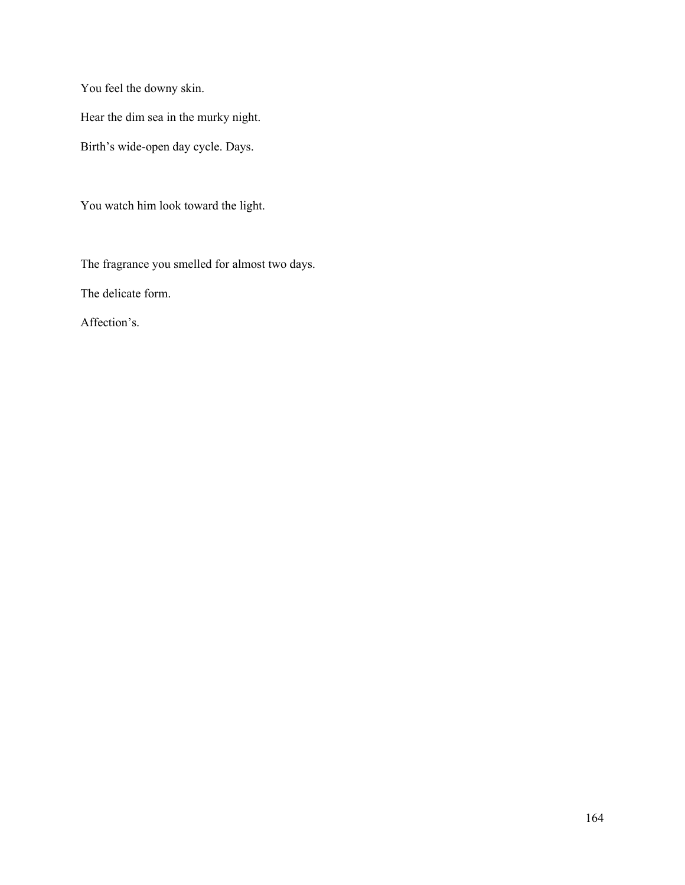You feel the downy skin.

Hear the dim sea in the murky night.

Birth's wide-open day cycle. Days.

You watch him look toward the light.

The fragrance you smelled for almost two days.

The delicate form.

Affection's.